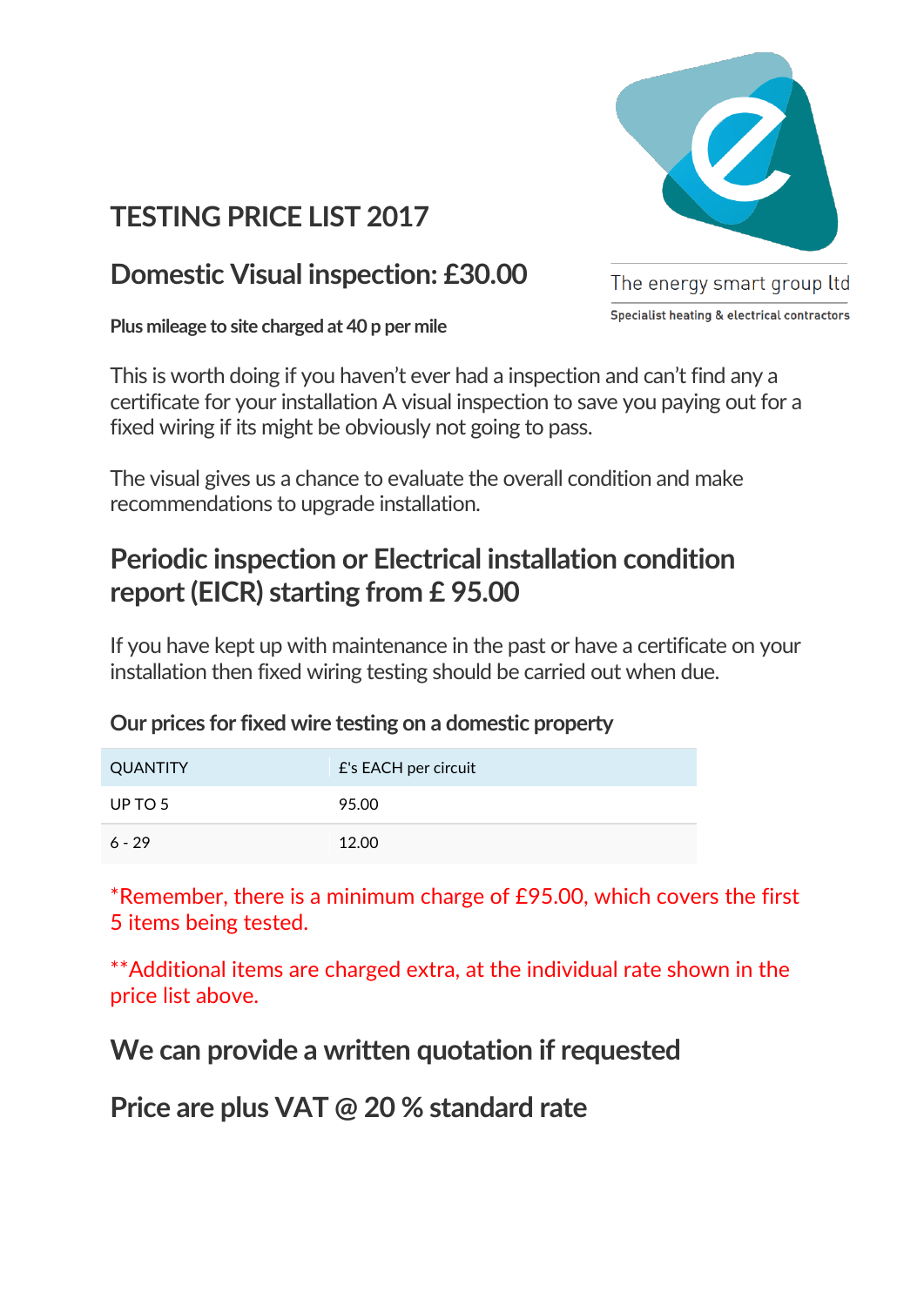The energy smart group ltd

Specialist heating & electrical contractors

# TESTING PRICE LIST 2017

## Domestic Visual inspection: £30.00

**Plus mileage to site charged at 40 p per mile**

This is worth doing if you haven't ever had a inspection and can't find any a certificate for your installation A visual inspection to save you paying out for a fixed wiring if its might be obviously not going to pass.

The visual gives us a chance to evaluate the overall condition and make recommendations to upgrade installation.

## Periodic inspection or Electrical installation condition report (EICR) starting from £ 95.00

If you have kept up with maintenance in the past or have a certificate on your installation then fixed wiring testing should be carried out when due.

### Our prices for fixed wire testing on a domestic property

| QUANTITY | £'s EACH per circuit |
|---|---|
| UP TO 5 | 95.00 |
| 6 - 29 | 12.00 |

*Remember, there is a minimum charge of £95.00, which covers the first 5 items being tested.

**Additional items are charged extra, at the individual rate shown in the price list above.

## We can provide a written quotation if requested

## Price are plus VAT @ 20 % standard rate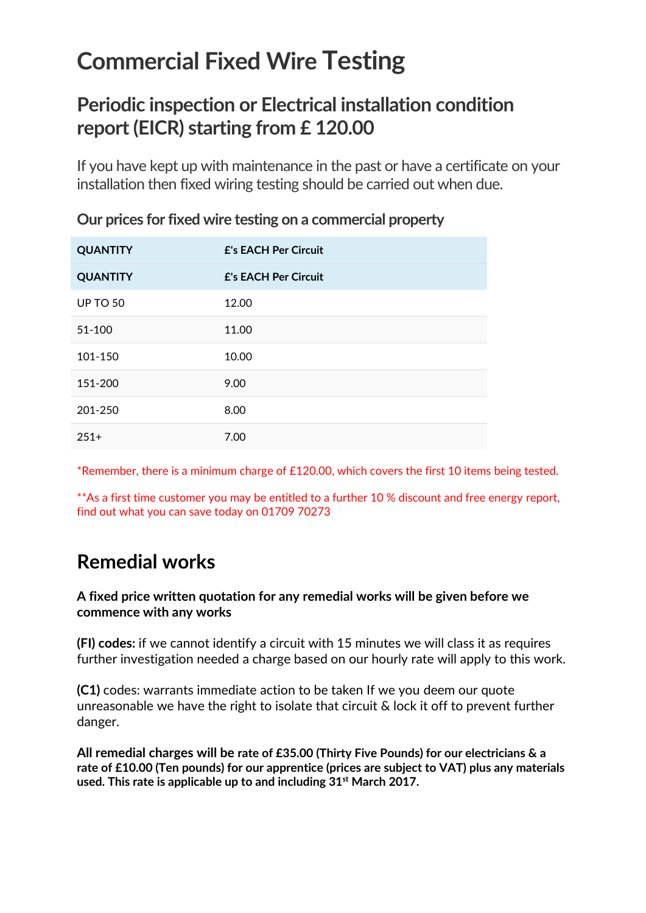# Commercial Fixed Wire Testing

## Periodic inspection or Electrical installation condition report (EICR) starting from £ 120.00

If you have kept up with maintenance in the past or have a certificate on your installation then fixed wiring testing should be carried out when due.

### Our prices for fixed wire testing on a commercial property

| QUANTITY | £'s EACH Per Circuit |
|---|---|
| QUANTITY | £'s EACH Per Circuit |
| UP TO 50 | 12.00 |
| 51-100 | 11.00 |
| 101-150 | 10.00 |
| 151-200 | 9.00 |
| 201-250 | 8.00 |
| 251+ | 7.00 |

*Remember, there is a minimum charge of £120.00, which covers the first 10 items being tested.

**As a first time customer you may be entitled to a further 10 % discount and free energy report, find out what you can save today on 01709 70273

## Remedial works

**A fixed price written quotation for any remedial works will be given before we commence with any works**

**(FI) codes:** if we cannot identify a circuit with 15 minutes we will class it as requires further investigation needed a charge based on our hourly rate will apply to this work.

**(C1)** codes: warrants immediate action to be taken If we you deem our quote unreasonable we have the right to isolate that circuit & lock it off to prevent further danger.

**All remedial charges will be rate of £35.00 (Thirty Five Pounds) for our electricians & a rate of £10.00 (Ten pounds) for our apprentice (prices are subject to VAT) plus any materials used. This rate is applicable up to and including 31st March 2017.**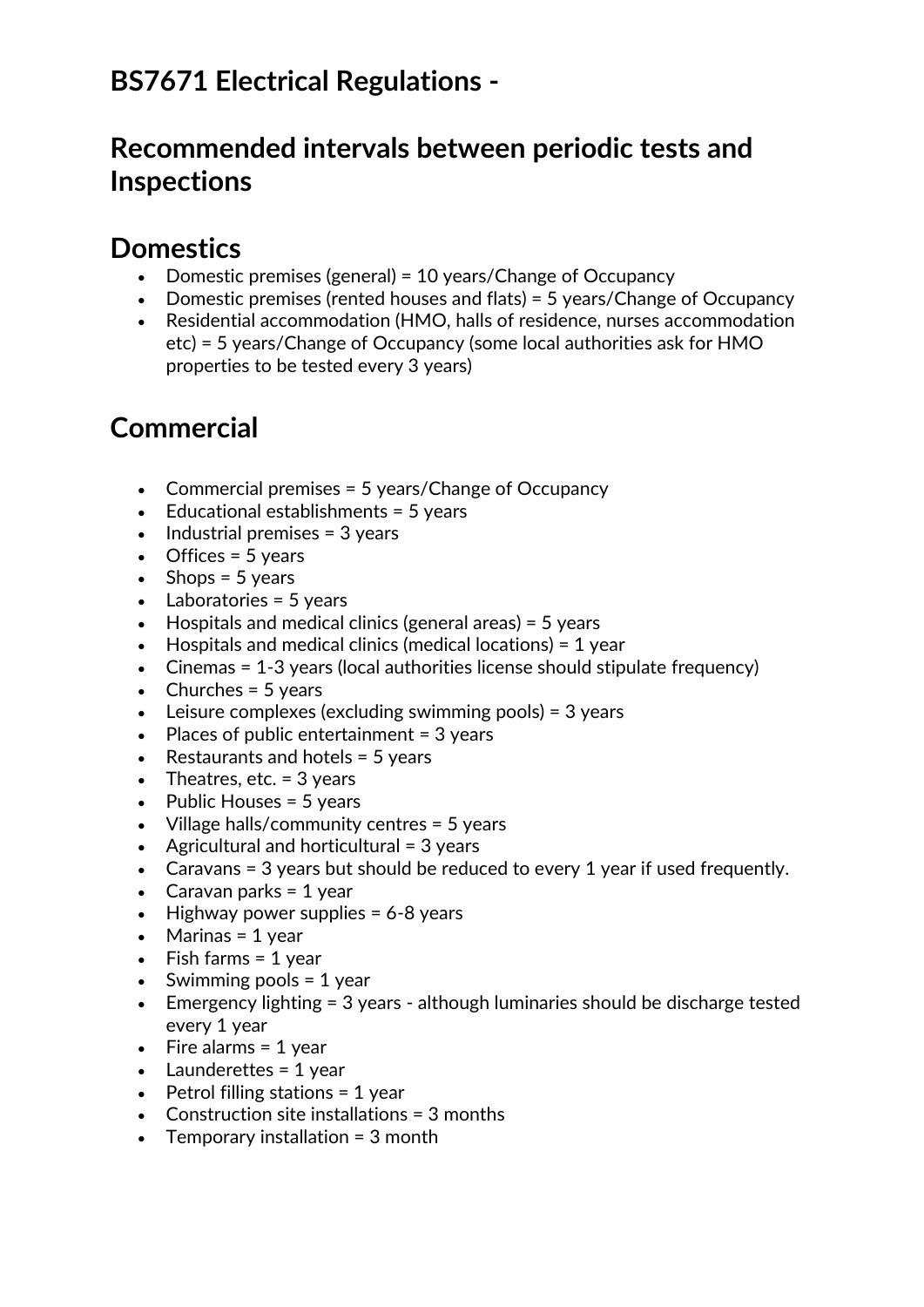# BS7671 Electrical Regulations -

# Recommended intervals between periodic tests and Inspections

## Domestics

- Domestic premises (general) = 10 years/Change of Occupancy
- Domestic premises (rented houses and flats) = 5 years/Change of Occupancy
- Residential accommodation (HMO, halls of residence, nurses accommodation etc) = 5 years/Change of Occupancy (some local authorities ask for HMO properties to be tested every 3 years)

## Commercial

- Commercial premises = 5 years/Change of Occupancy
- Educational establishments = 5 years
- Industrial premises = 3 years
- Offices = 5 years
- Shops = 5 years
- Laboratories = 5 years
- Hospitals and medical clinics (general areas) = 5 years
- Hospitals and medical clinics (medical locations) = 1 year
- Cinemas = 1-3 years (local authorities license should stipulate frequency)
- Churches = 5 years
- Leisure complexes (excluding swimming pools) = 3 years
- Places of public entertainment = 3 years
- Restaurants and hotels = 5 years
- Theatres, etc. = 3 years
- Public Houses = 5 years
- Village halls/community centres = 5 years
- Agricultural and horticultural = 3 years
- Caravans = 3 years but should be reduced to every 1 year if used frequently.
- Caravan parks = 1 year
- Highway power supplies = 6-8 years
- Marinas = 1 year
- Fish farms = 1 year
- Swimming pools = 1 year
- Emergency lighting = 3 years - although luminaries should be discharge tested every 1 year
- Fire alarms = 1 year
- Launderettes = 1 year
- Petrol filling stations = 1 year
- Construction site installations = 3 months
- Temporary installation = 3 month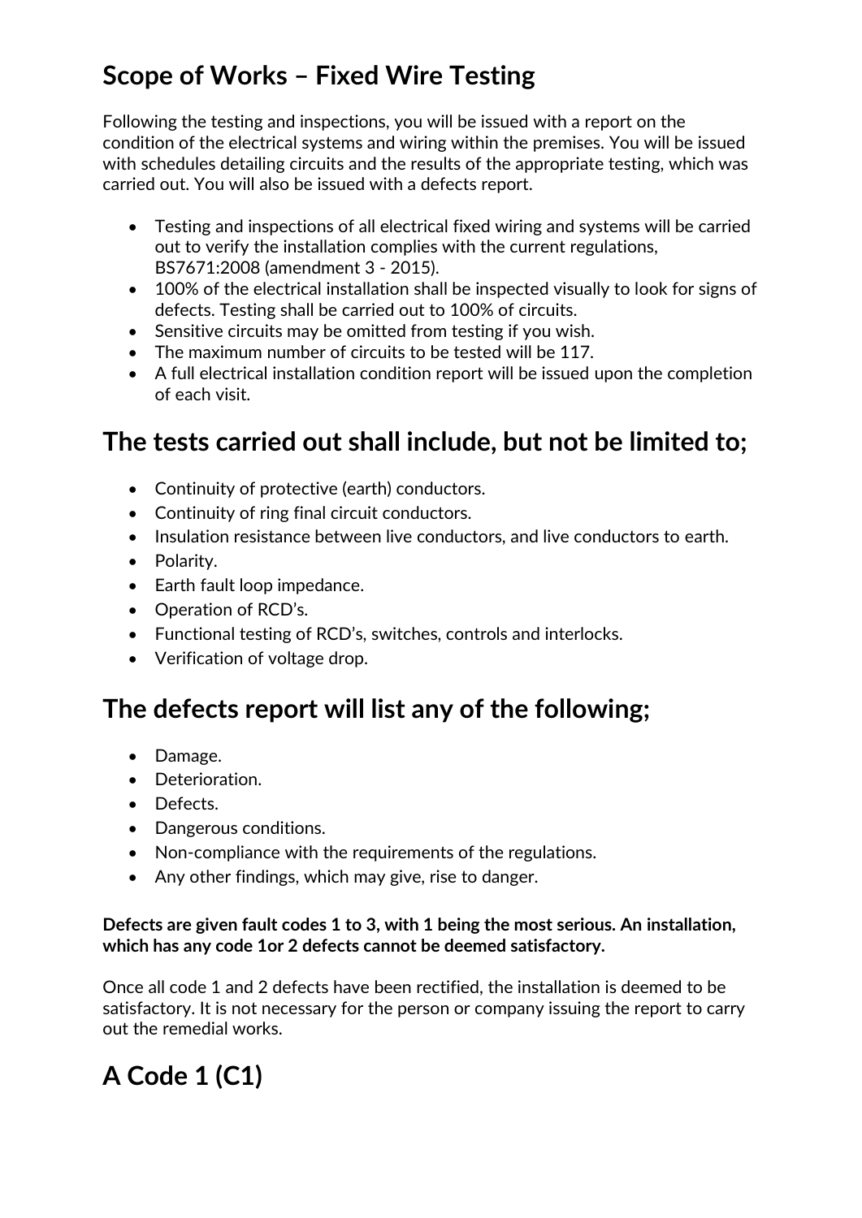## Scope of Works – Fixed Wire Testing

Following the testing and inspections, you will be issued with a report on the condition of the electrical systems and wiring within the premises. You will be issued with schedules detailing circuits and the results of the appropriate testing, which was carried out. You will also be issued with a defects report.

- Testing and inspections of all electrical fixed wiring and systems will be carried out to verify the installation complies with the current regulations, BS7671:2008 (amendment 3 - 2015).
- 100% of the electrical installation shall be inspected visually to look for signs of defects. Testing shall be carried out to 100% of circuits.
- Sensitive circuits may be omitted from testing if you wish.
- The maximum number of circuits to be tested will be 117.
- A full electrical installation condition report will be issued upon the completion of each visit.

## The tests carried out shall include, but not be limited to;

- Continuity of protective (earth) conductors.
- Continuity of ring final circuit conductors.
- Insulation resistance between live conductors, and live conductors to earth.
- Polarity.
- Earth fault loop impedance.
- Operation of RCD's.
- Functional testing of RCD's, switches, controls and interlocks.
- Verification of voltage drop.

## The defects report will list any of the following;

- Damage.
- Deterioration.
- Defects.
- Dangerous conditions.
- Non-compliance with the requirements of the regulations.
- Any other findings, which may give, rise to danger.

**Defects are given fault codes 1 to 3, with 1 being the most serious. An installation, which has any code 1or 2 defects cannot be deemed satisfactory.**

Once all code 1 and 2 defects have been rectified, the installation is deemed to be satisfactory. It is not necessary for the person or company issuing the report to carry out the remedial works.

## A Code 1 (C1)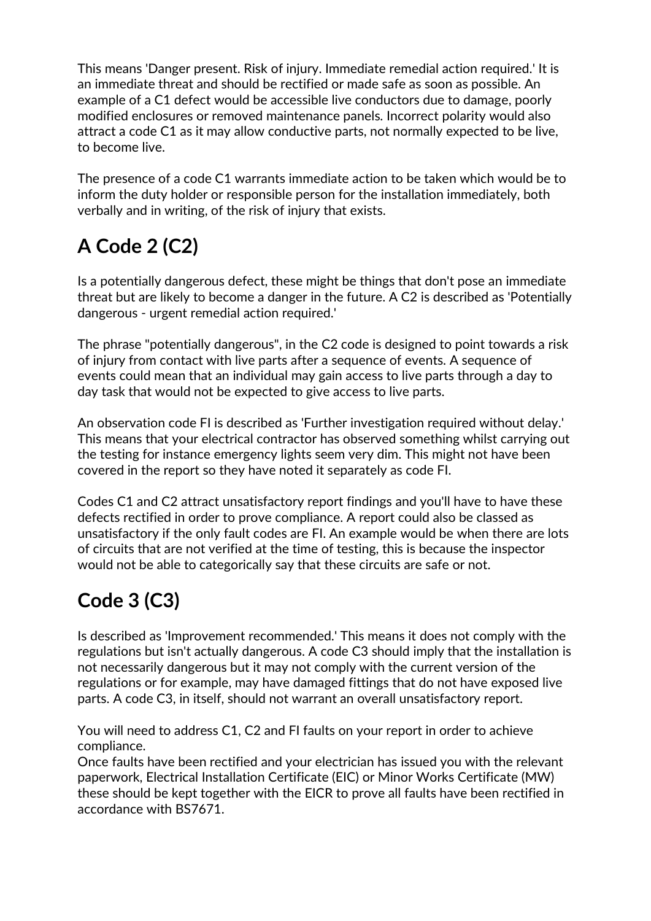This means 'Danger present. Risk of injury. Immediate remedial action required.' It is an immediate threat and should be rectified or made safe as soon as possible. An example of a C1 defect would be accessible live conductors due to damage, poorly modified enclosures or removed maintenance panels. Incorrect polarity would also attract a code C1 as it may allow conductive parts, not normally expected to be live, to become live.

The presence of a code C1 warrants immediate action to be taken which would be to inform the duty holder or responsible person for the installation immediately, both verbally and in writing, of the risk of injury that exists.

## A Code 2 (C2)

Is a potentially dangerous defect, these might be things that don't pose an immediate threat but are likely to become a danger in the future. A C2 is described as 'Potentially dangerous - urgent remedial action required.'

The phrase "potentially dangerous", in the C2 code is designed to point towards a risk of injury from contact with live parts after a sequence of events. A sequence of events could mean that an individual may gain access to live parts through a day to day task that would not be expected to give access to live parts.

An observation code FI is described as 'Further investigation required without delay.' This means that your electrical contractor has observed something whilst carrying out the testing for instance emergency lights seem very dim. This might not have been covered in the report so they have noted it separately as code FI.

Codes C1 and C2 attract unsatisfactory report findings and you'll have to have these defects rectified in order to prove compliance. A report could also be classed as unsatisfactory if the only fault codes are FI. An example would be when there are lots of circuits that are not verified at the time of testing, this is because the inspector would not be able to categorically say that these circuits are safe or not.

## Code 3 (C3)

Is described as 'Improvement recommended.' This means it does not comply with the regulations but isn't actually dangerous. A code C3 should imply that the installation is not necessarily dangerous but it may not comply with the current version of the regulations or for example, may have damaged fittings that do not have exposed live parts. A code C3, in itself, should not warrant an overall unsatisfactory report.

You will need to address C1, C2 and FI faults on your report in order to achieve compliance.
Once faults have been rectified and your electrician has issued you with the relevant paperwork, Electrical Installation Certificate (EIC) or Minor Works Certificate (MW) these should be kept together with the EICR to prove all faults have been rectified in accordance with BS7671.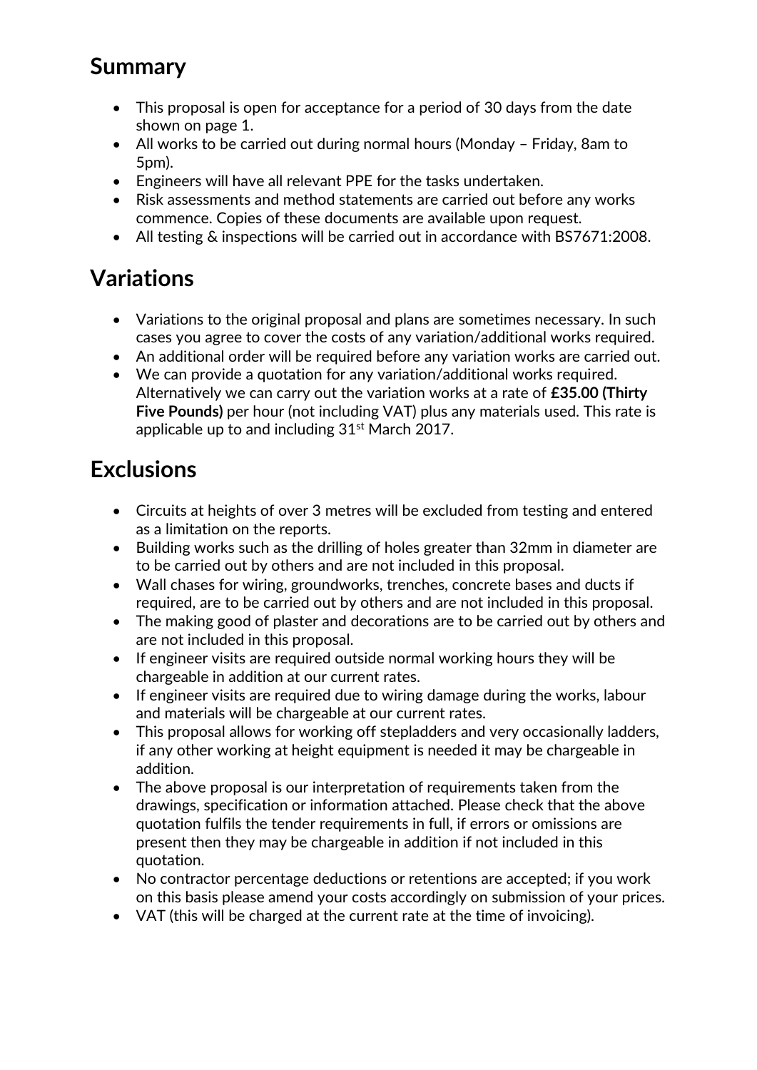## Summary

- This proposal is open for acceptance for a period of 30 days from the date shown on page 1.
- All works to be carried out during normal hours (Monday – Friday, 8am to 5pm).
- Engineers will have all relevant PPE for the tasks undertaken.
- Risk assessments and method statements are carried out before any works commence. Copies of these documents are available upon request.
- All testing & inspections will be carried out in accordance with BS7671:2008.

## Variations

- Variations to the original proposal and plans are sometimes necessary. In such cases you agree to cover the costs of any variation/additional works required.
- An additional order will be required before any variation works are carried out.
- We can provide a quotation for any variation/additional works required. Alternatively we can carry out the variation works at a rate of **£35.00 (Thirty Five Pounds)** per hour (not including VAT) plus any materials used. This rate is applicable up to and including 31st March 2017.

## Exclusions

- Circuits at heights of over 3 metres will be excluded from testing and entered as a limitation on the reports.
- Building works such as the drilling of holes greater than 32mm in diameter are to be carried out by others and are not included in this proposal.
- Wall chases for wiring, groundworks, trenches, concrete bases and ducts if required, are to be carried out by others and are not included in this proposal.
- The making good of plaster and decorations are to be carried out by others and are not included in this proposal.
- If engineer visits are required outside normal working hours they will be chargeable in addition at our current rates.
- If engineer visits are required due to wiring damage during the works, labour and materials will be chargeable at our current rates.
- This proposal allows for working off stepladders and very occasionally ladders, if any other working at height equipment is needed it may be chargeable in addition.
- The above proposal is our interpretation of requirements taken from the drawings, specification or information attached. Please check that the above quotation fulfils the tender requirements in full, if errors or omissions are present then they may be chargeable in addition if not included in this quotation.
- No contractor percentage deductions or retentions are accepted; if you work on this basis please amend your costs accordingly on submission of your prices.
- VAT (this will be charged at the current rate at the time of invoicing).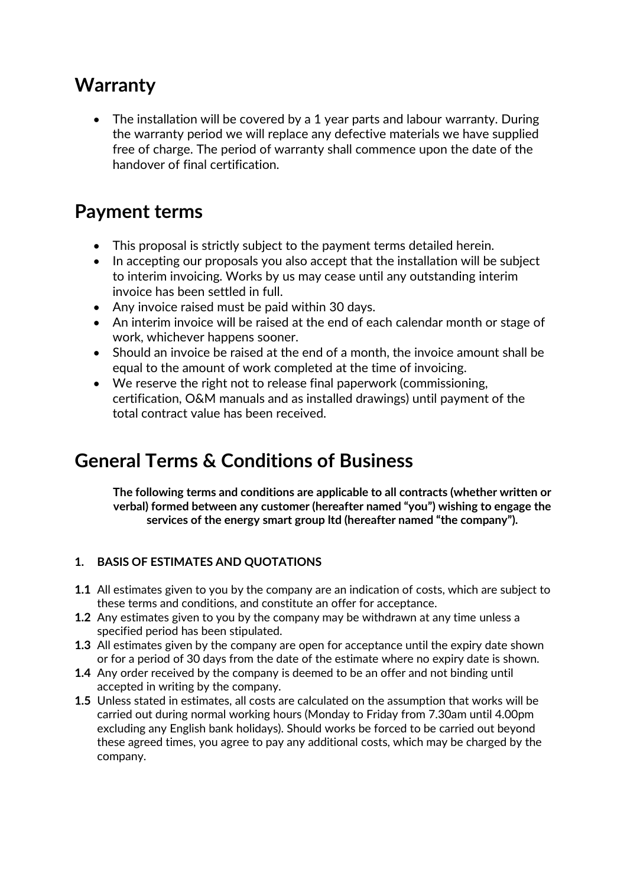## Warranty

- The installation will be covered by a 1 year parts and labour warranty. During the warranty period we will replace any defective materials we have supplied free of charge. The period of warranty shall commence upon the date of the handover of final certification.

## Payment terms

- This proposal is strictly subject to the payment terms detailed herein.
- In accepting our proposals you also accept that the installation will be subject to interim invoicing. Works by us may cease until any outstanding interim invoice has been settled in full.
- Any invoice raised must be paid within 30 days.
- An interim invoice will be raised at the end of each calendar month or stage of work, whichever happens sooner.
- Should an invoice be raised at the end of a month, the invoice amount shall be equal to the amount of work completed at the time of invoicing.
- We reserve the right not to release final paperwork (commissioning, certification, O&M manuals and as installed drawings) until payment of the total contract value has been received.

## General Terms & Conditions of Business

**The following terms and conditions are applicable to all contracts (whether written or verbal) formed between any customer (hereafter named "you") wishing to engage the services of the energy smart group ltd (hereafter named "the company").**

**1. BASIS OF ESTIMATES AND QUOTATIONS**

**1.1** All estimates given to you by the company are an indication of costs, which are subject to these terms and conditions, and constitute an offer for acceptance.

**1.2** Any estimates given to you by the company may be withdrawn at any time unless a specified period has been stipulated.

**1.3** All estimates given by the company are open for acceptance until the expiry date shown or for a period of 30 days from the date of the estimate where no expiry date is shown.

**1.4** Any order received by the company is deemed to be an offer and not binding until accepted in writing by the company.

**1.5** Unless stated in estimates, all costs are calculated on the assumption that works will be carried out during normal working hours (Monday to Friday from 7.30am until 4.00pm excluding any English bank holidays). Should works be forced to be carried out beyond these agreed times, you agree to pay any additional costs, which may be charged by the company.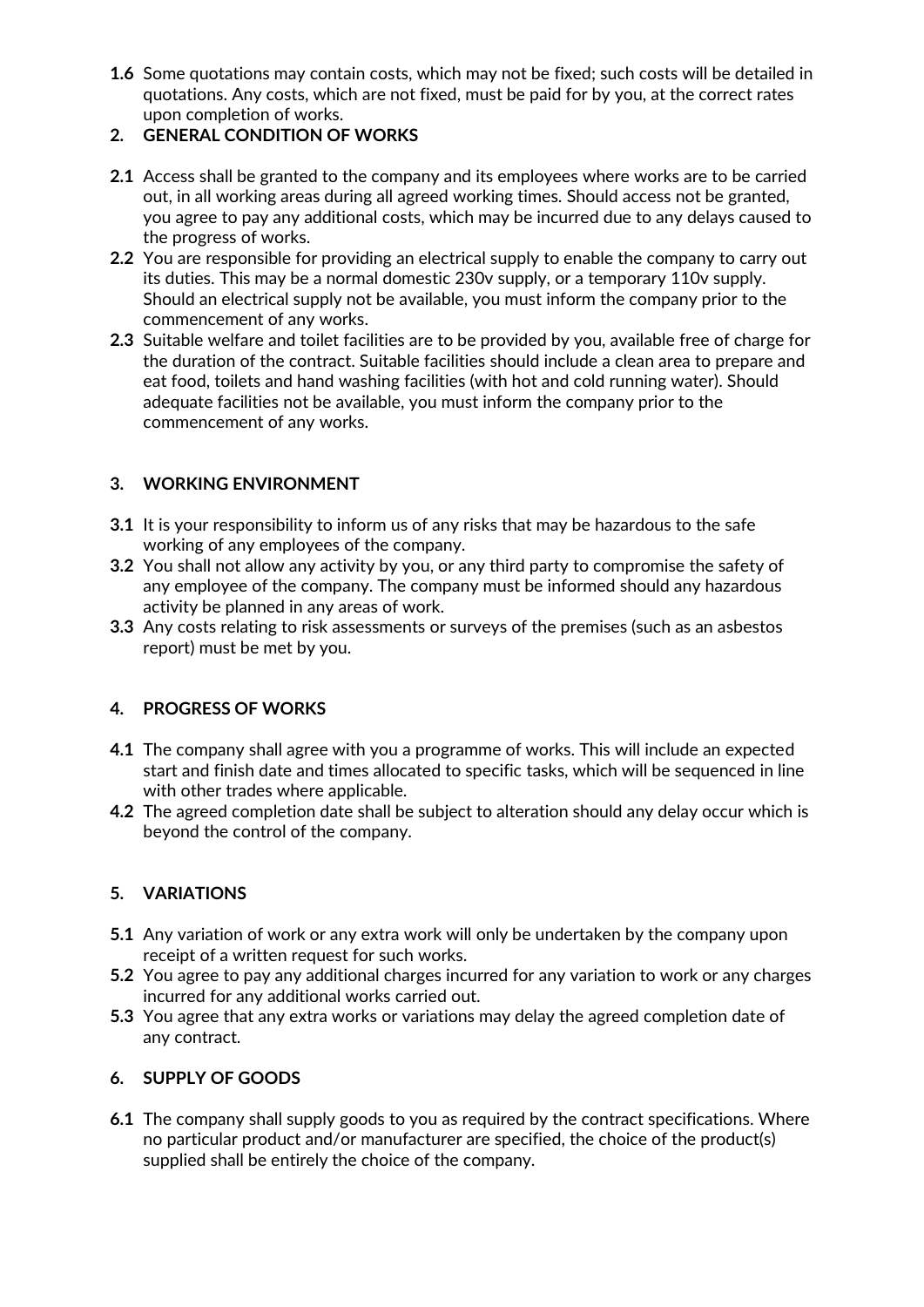**1.6** Some quotations may contain costs, which may not be fixed; such costs will be detailed in quotations. Any costs, which are not fixed, must be paid for by you, at the correct rates upon completion of works.

## 2. GENERAL CONDITION OF WORKS

**2.1** Access shall be granted to the company and its employees where works are to be carried out, in all working areas during all agreed working times. Should access not be granted, you agree to pay any additional costs, which may be incurred due to any delays caused to the progress of works.

**2.2** You are responsible for providing an electrical supply to enable the company to carry out its duties. This may be a normal domestic 230v supply, or a temporary 110v supply. Should an electrical supply not be available, you must inform the company prior to the commencement of any works.

**2.3** Suitable welfare and toilet facilities are to be provided by you, available free of charge for the duration of the contract. Suitable facilities should include a clean area to prepare and eat food, toilets and hand washing facilities (with hot and cold running water). Should adequate facilities not be available, you must inform the company prior to the commencement of any works.

## 3. WORKING ENVIRONMENT

**3.1** It is your responsibility to inform us of any risks that may be hazardous to the safe working of any employees of the company.

**3.2** You shall not allow any activity by you, or any third party to compromise the safety of any employee of the company. The company must be informed should any hazardous activity be planned in any areas of work.

**3.3** Any costs relating to risk assessments or surveys of the premises (such as an asbestos report) must be met by you.

## 4. PROGRESS OF WORKS

**4.1** The company shall agree with you a programme of works. This will include an expected start and finish date and times allocated to specific tasks, which will be sequenced in line with other trades where applicable.

**4.2** The agreed completion date shall be subject to alteration should any delay occur which is beyond the control of the company.

## 5. VARIATIONS

**5.1** Any variation of work or any extra work will only be undertaken by the company upon receipt of a written request for such works.

**5.2** You agree to pay any additional charges incurred for any variation to work or any charges incurred for any additional works carried out.

**5.3** You agree that any extra works or variations may delay the agreed completion date of any contract.

## 6. SUPPLY OF GOODS

**6.1** The company shall supply goods to you as required by the contract specifications. Where no particular product and/or manufacturer are specified, the choice of the product(s) supplied shall be entirely the choice of the company.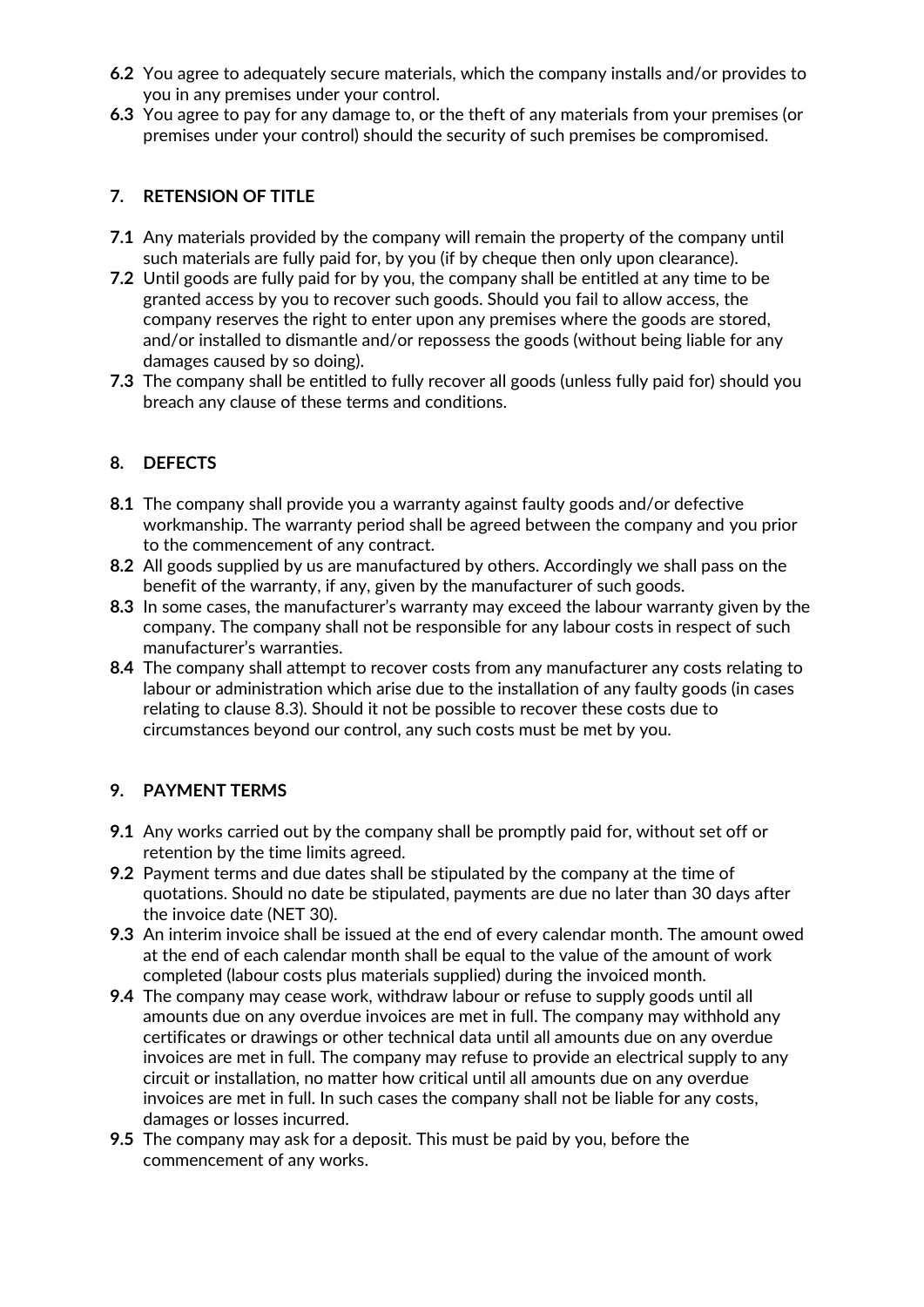**6.2** You agree to adequately secure materials, which the company installs and/or provides to you in any premises under your control.

**6.3** You agree to pay for any damage to, or the theft of any materials from your premises (or premises under your control) should the security of such premises be compromised.

## 7. RETENSION OF TITLE

**7.1** Any materials provided by the company will remain the property of the company until such materials are fully paid for, by you (if by cheque then only upon clearance).

**7.2** Until goods are fully paid for by you, the company shall be entitled at any time to be granted access by you to recover such goods. Should you fail to allow access, the company reserves the right to enter upon any premises where the goods are stored, and/or installed to dismantle and/or repossess the goods (without being liable for any damages caused by so doing).

**7.3** The company shall be entitled to fully recover all goods (unless fully paid for) should you breach any clause of these terms and conditions.

## 8. DEFECTS

**8.1** The company shall provide you a warranty against faulty goods and/or defective workmanship. The warranty period shall be agreed between the company and you prior to the commencement of any contract.

**8.2** All goods supplied by us are manufactured by others. Accordingly we shall pass on the benefit of the warranty, if any, given by the manufacturer of such goods.

**8.3** In some cases, the manufacturer's warranty may exceed the labour warranty given by the company. The company shall not be responsible for any labour costs in respect of such manufacturer's warranties.

**8.4** The company shall attempt to recover costs from any manufacturer any costs relating to labour or administration which arise due to the installation of any faulty goods (in cases relating to clause 8.3). Should it not be possible to recover these costs due to circumstances beyond our control, any such costs must be met by you.

## 9. PAYMENT TERMS

**9.1** Any works carried out by the company shall be promptly paid for, without set off or retention by the time limits agreed.

**9.2** Payment terms and due dates shall be stipulated by the company at the time of quotations. Should no date be stipulated, payments are due no later than 30 days after the invoice date (NET 30).

**9.3** An interim invoice shall be issued at the end of every calendar month. The amount owed at the end of each calendar month shall be equal to the value of the amount of work completed (labour costs plus materials supplied) during the invoiced month.

**9.4** The company may cease work, withdraw labour or refuse to supply goods until all amounts due on any overdue invoices are met in full. The company may withhold any certificates or drawings or other technical data until all amounts due on any overdue invoices are met in full. The company may refuse to provide an electrical supply to any circuit or installation, no matter how critical until all amounts due on any overdue invoices are met in full. In such cases the company shall not be liable for any costs, damages or losses incurred.

**9.5** The company may ask for a deposit. This must be paid by you, before the commencement of any works.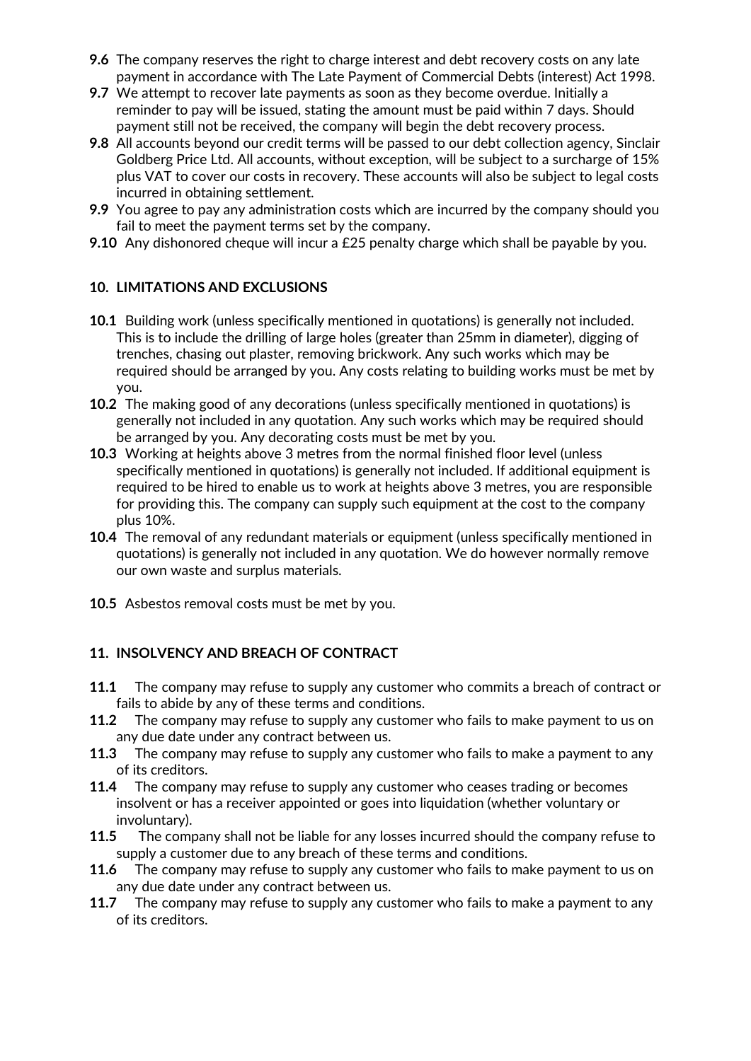**9.6** The company reserves the right to charge interest and debt recovery costs on any late payment in accordance with The Late Payment of Commercial Debts (interest) Act 1998.

**9.7** We attempt to recover late payments as soon as they become overdue. Initially a reminder to pay will be issued, stating the amount must be paid within 7 days. Should payment still not be received, the company will begin the debt recovery process.

**9.8** All accounts beyond our credit terms will be passed to our debt collection agency, Sinclair Goldberg Price Ltd. All accounts, without exception, will be subject to a surcharge of 15% plus VAT to cover our costs in recovery. These accounts will also be subject to legal costs incurred in obtaining settlement.

**9.9** You agree to pay any administration costs which are incurred by the company should you fail to meet the payment terms set by the company.

**9.10** Any dishonored cheque will incur a £25 penalty charge which shall be payable by you.

## 10. LIMITATIONS AND EXCLUSIONS

**10.1** Building work (unless specifically mentioned in quotations) is generally not included. This is to include the drilling of large holes (greater than 25mm in diameter), digging of trenches, chasing out plaster, removing brickwork. Any such works which may be required should be arranged by you. Any costs relating to building works must be met by you.

**10.2** The making good of any decorations (unless specifically mentioned in quotations) is generally not included in any quotation. Any such works which may be required should be arranged by you. Any decorating costs must be met by you.

**10.3** Working at heights above 3 metres from the normal finished floor level (unless specifically mentioned in quotations) is generally not included. If additional equipment is required to be hired to enable us to work at heights above 3 metres, you are responsible for providing this. The company can supply such equipment at the cost to the company plus 10%.

**10.4** The removal of any redundant materials or equipment (unless specifically mentioned in quotations) is generally not included in any quotation. We do however normally remove our own waste and surplus materials.

**10.5** Asbestos removal costs must be met by you.

## 11. INSOLVENCY AND BREACH OF CONTRACT

**11.1** The company may refuse to supply any customer who commits a breach of contract or fails to abide by any of these terms and conditions.

**11.2** The company may refuse to supply any customer who fails to make payment to us on any due date under any contract between us.

**11.3** The company may refuse to supply any customer who fails to make a payment to any of its creditors.

**11.4** The company may refuse to supply any customer who ceases trading or becomes insolvent or has a receiver appointed or goes into liquidation (whether voluntary or involuntary).

**11.5** The company shall not be liable for any losses incurred should the company refuse to supply a customer due to any breach of these terms and conditions.

**11.6** The company may refuse to supply any customer who fails to make payment to us on any due date under any contract between us.

**11.7** The company may refuse to supply any customer who fails to make a payment to any of its creditors.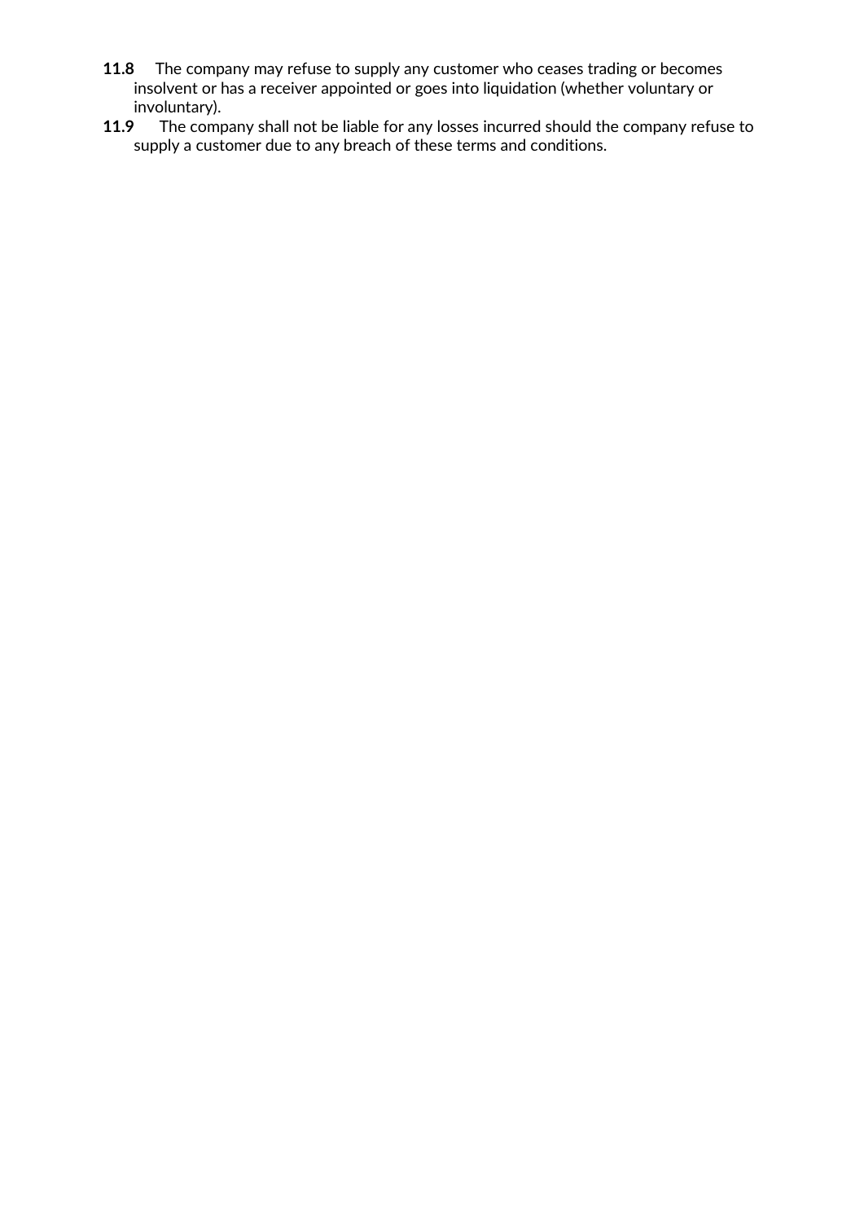**11.8** The company may refuse to supply any customer who ceases trading or becomes insolvent or has a receiver appointed or goes into liquidation (whether voluntary or involuntary).

**11.9** The company shall not be liable for any losses incurred should the company refuse to supply a customer due to any breach of these terms and conditions.